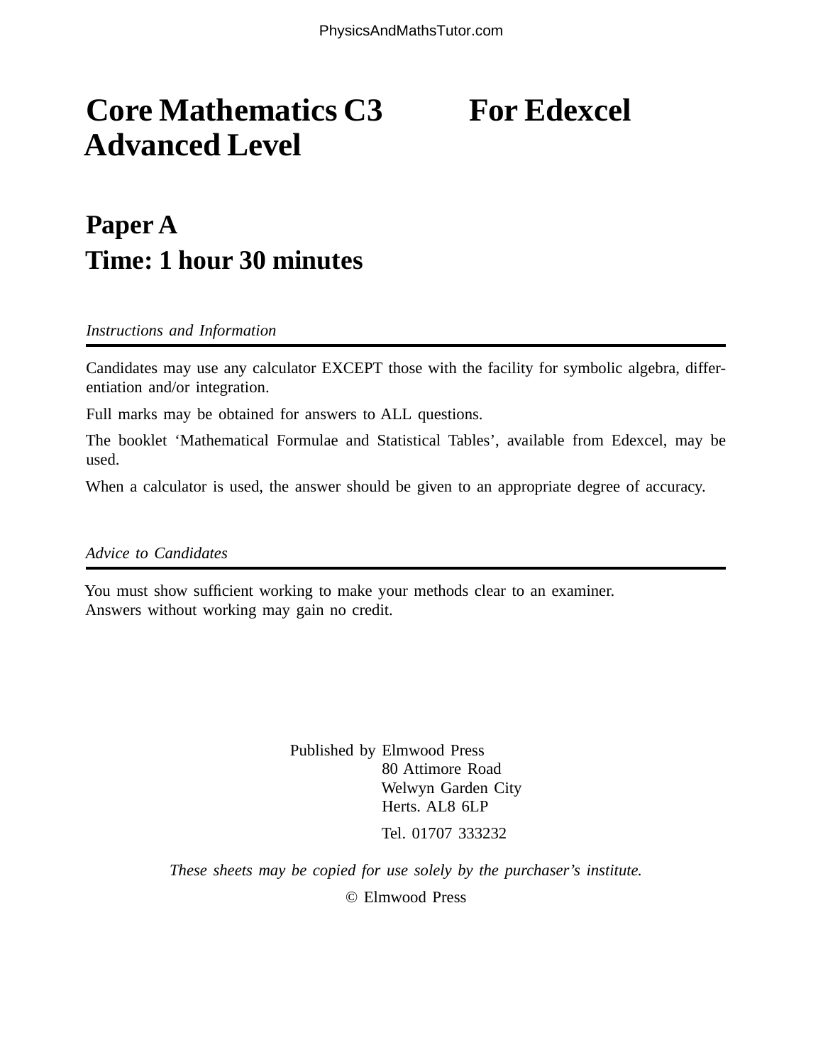# Core Mathematics C3 For Edexcel Advanced Level

## Paper A
## Time: 1 hour 30 minutes

*Instructions and Information*

Candidates may use any calculator EXCEPT those with the facility for symbolic algebra, differentiation and/or integration.

Full marks may be obtained for answers to ALL questions.

The booklet 'Mathematical Formulae and Statistical Tables', available from Edexcel, may be used.

When a calculator is used, the answer should be given to an appropriate degree of accuracy.

*Advice to Candidates*

You must show sufficient working to make your methods clear to an examiner.
Answers without working may gain no credit.

Published by Elmwood Press
80 Attimore Road
Welwyn Garden City
Herts. AL8 6LP

Tel. 01707 333232

*These sheets may be copied for use solely by the purchaser's institute.*

© Elmwood Press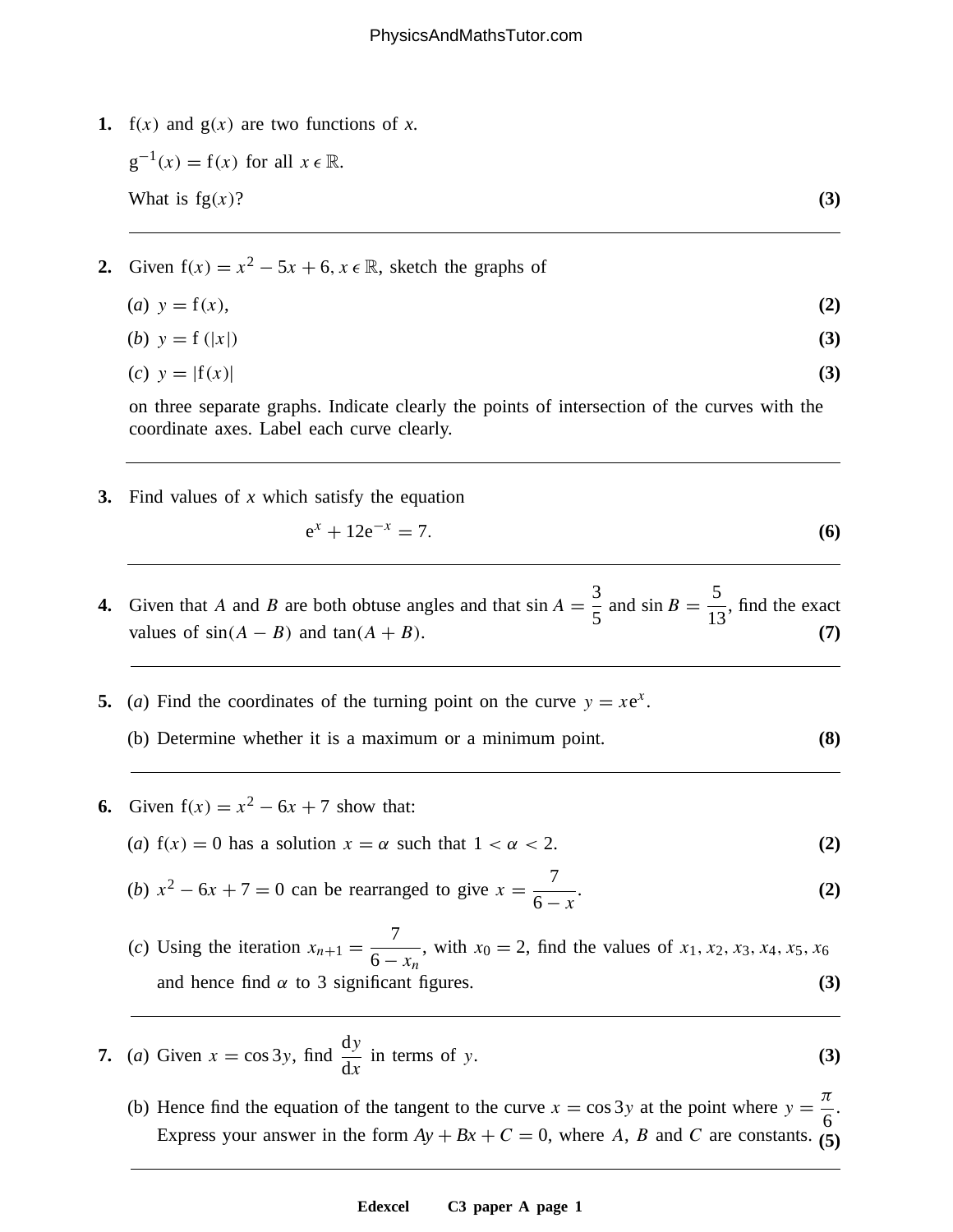**1.** $f(x)$ and $g(x)$ are two functions of $x$.

$g^{-1}(x) = f(x)$ for all $x \in \mathbb{R}$.

What is $fg(x)$? **(3)**

---

**2.** Given $f(x) = x^2 - 5x + 6$, $x \in \mathbb{R}$, sketch the graphs of

(*a*) $y = f(x)$, **(2)**

(*b*) $y = f(|x|)$ **(3)**

(*c*) $y = |f(x)|$ **(3)**

on three separate graphs. Indicate clearly the points of intersection of the curves with the coordinate axes. Label each curve clearly.

---

**3.** Find values of $x$ which satisfy the equation

$$e^x + 12e^{-x} = 7.$$

**(6)**

---

**4.** Given that $A$ and $B$ are both obtuse angles and that $\sin A = \frac{3}{5}$ and $\sin B = \frac{5}{13}$, find the exact values of $\sin(A - B)$ and $\tan(A + B)$. **(7)**

---

**5.** (*a*) Find the coordinates of the turning point on the curve $y = xe^x$.

(b) Determine whether it is a maximum or a minimum point. **(8)**

---

**6.** Given $f(x) = x^2 - 6x + 7$ show that:

(*a*) $f(x) = 0$ has a solution $x = \alpha$ such that $1 < \alpha < 2$. **(2)**

(*b*) $x^2 - 6x + 7 = 0$ can be rearranged to give $x = \dfrac{7}{6 - x}$. **(2)**

(*c*) Using the iteration $x_{n+1} = \dfrac{7}{6 - x_n}$, with $x_0 = 2$, find the values of $x_1, x_2, x_3, x_4, x_5, x_6$ and hence find $\alpha$ to 3 significant figures. **(3)**

---

**7.** (*a*) Given $x = \cos 3y$, find $\dfrac{dy}{dx}$ in terms of $y$. **(3)**

(b) Hence find the equation of the tangent to the curve $x = \cos 3y$ at the point where $y = \dfrac{\pi}{6}$. Express your answer in the form $Ay + Bx + C = 0$, where $A$, $B$ and $C$ are constants. **(5)**

---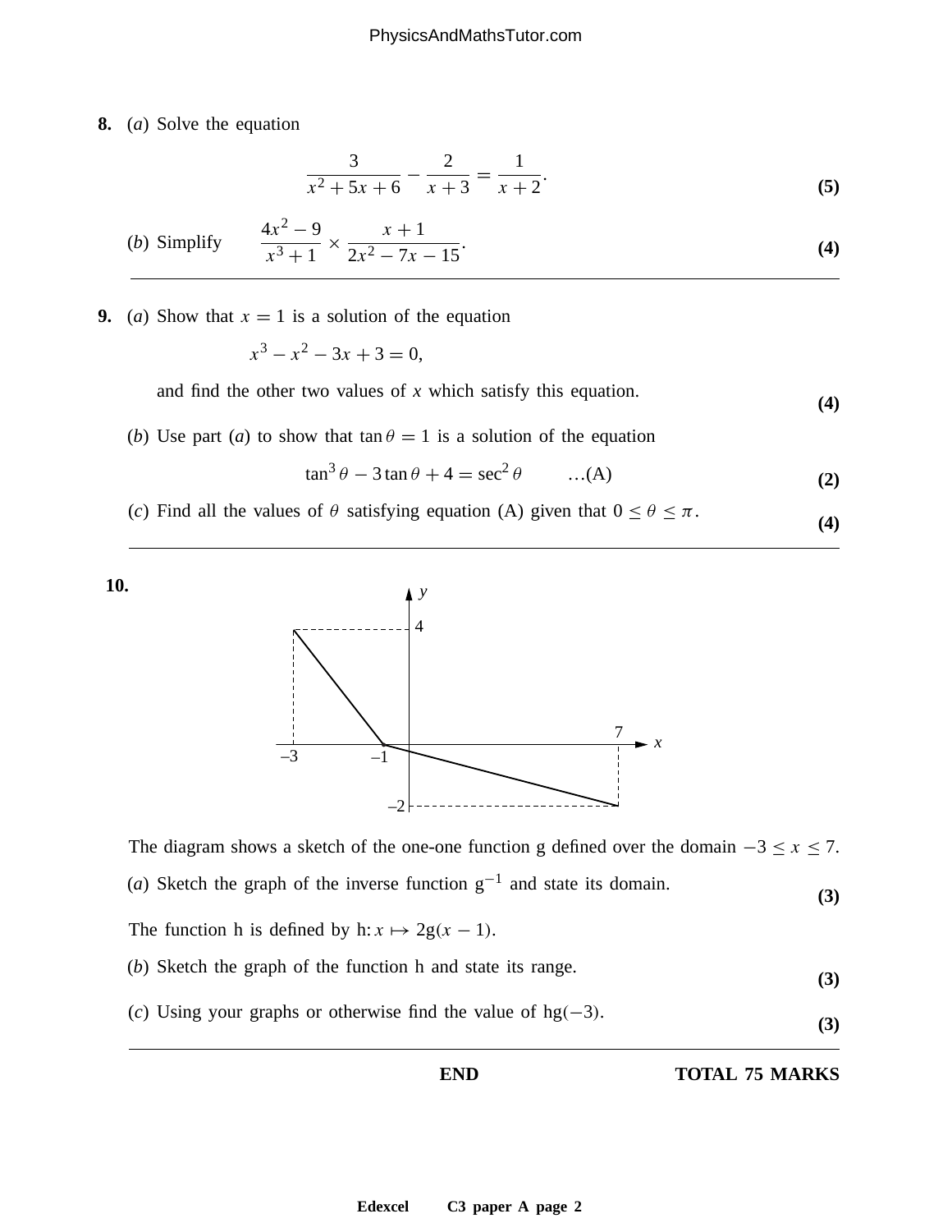**8.** (*a*) Solve the equation

$$\frac{3}{x^2 + 5x + 6} - \frac{2}{x+3} = \frac{1}{x+2}.$$

**(5)**

(*b*) Simplify $\quad \dfrac{4x^2 - 9}{x^3 + 1} \times \dfrac{x+1}{2x^2 - 7x - 15}.$ **(4)**

---

**9.** (*a*) Show that $x = 1$ is a solution of the equation

$$x^3 - x^2 - 3x + 3 = 0,$$

and find the other two values of $x$ which satisfy this equation. **(4)**

(*b*) Use part (*a*) to show that $\tan\theta = 1$ is a solution of the equation

$$\tan^3\theta - 3\tan\theta + 4 = \sec^2\theta \qquad \ldots\text{(A)}$$

**(2)**

(*c*) Find all the values of $\theta$ satisfying equation (A) given that $0 \leq \theta \leq \pi$. **(4)**

---

**10.**

y
4
7
x
–3
–1
–2

The diagram shows a sketch of the one-one function g defined over the domain $-3 \leq x \leq 7$.

(*a*) Sketch the graph of the inverse function $g^{-1}$ and state its domain. **(3)**

The function h is defined by $h\colon x \mapsto 2g(x-1)$.

(*b*) Sketch the graph of the function h and state its range. **(3)**

(*c*) Using your graphs or otherwise find the value of $hg(-3)$. **(3)**

---

**END** **TOTAL 75 MARKS**